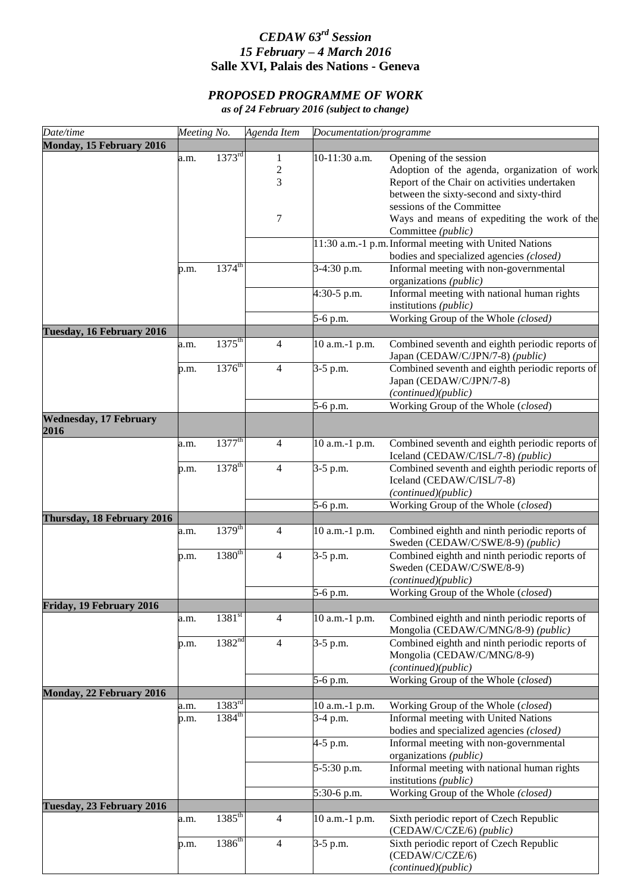# *CEDAW 63rd Session*
# *15 February – 4 March 2016*
## Salle XVI, Palais des Nations - Geneva

### *PROPOSED PROGRAMME OF WORK*
***as of 24 February 2016 (subject to change)***

| *Date/time* | *Meeting No.* | | *Agenda Item* | *Documentation/programme* | |
|---|---|---|---|---|---|
| **Monday, 15 February 2016** | | | | | |
| | a.m. | 1373rd | 1<br>2<br>3<br><br><br>7 | 10-11:30 a.m. | Opening of the session<br>Adoption of the agenda, organization of work<br>Report of the Chair on activities undertaken between the sixty-second and sixty-third sessions of the Committee<br>Ways and means of expediting the work of the Committee *(public)* |
| | | | | 11:30 a.m.-1 p.m. | Informal meeting with United Nations bodies and specialized agencies *(closed)* |
| | p.m. | 1374th | | 3-4:30 p.m. | Informal meeting with non-governmental organizations *(public)* |
| | | | | 4:30-5 p.m. | Informal meeting with national human rights institutions *(public)* |
| | | | | 5-6 p.m. | Working Group of the Whole *(closed)* |
| **Tuesday, 16 February 2016** | | | | | |
| | a.m. | 1375th | 4 | 10 a.m.-1 p.m. | Combined seventh and eighth periodic reports of Japan (CEDAW/C/JPN/7-8) *(public)* |
| | p.m. | 1376th | 4 | 3-5 p.m. | Combined seventh and eighth periodic reports of Japan (CEDAW/C/JPN/7-8) *(continued)(public)* |
| | | | | 5-6 p.m. | Working Group of the Whole (*closed*) |
| **Wednesday, 17 February 2016** | | | | | |
| | a.m. | 1377th | 4 | 10 a.m.-1 p.m. | Combined seventh and eighth periodic reports of Iceland (CEDAW/C/ISL/7-8) *(public)* |
| | p.m. | 1378th | 4 | 3-5 p.m. | Combined seventh and eighth periodic reports of Iceland (CEDAW/C/ISL/7-8) *(continued)(public)* |
| | | | | 5-6 p.m. | Working Group of the Whole (*closed*) |
| **Thursday, 18 February 2016** | | | | | |
| | a.m. | 1379th | 4 | 10 a.m.-1 p.m. | Combined eighth and ninth periodic reports of Sweden (CEDAW/C/SWE/8-9) *(public)* |
| | p.m. | 1380th | 4 | 3-5 p.m. | Combined eighth and ninth periodic reports of Sweden (CEDAW/C/SWE/8-9) *(continued)(public)* |
| | | | | 5-6 p.m. | Working Group of the Whole (*closed*) |
| **Friday, 19 February 2016** | | | | | |
| | a.m. | 1381st | 4 | 10 a.m.-1 p.m. | Combined eighth and ninth periodic reports of Mongolia (CEDAW/C/MNG/8-9) *(public)* |
| | p.m. | 1382nd | 4 | 3-5 p.m. | Combined eighth and ninth periodic reports of Mongolia (CEDAW/C/MNG/8-9) *(continued)(public)* |
| | | | | 5-6 p.m. | Working Group of the Whole (*closed*) |
| **Monday, 22 February 2016** | | | | | |
| | a.m. | 1383rd | | 10 a.m.-1 p.m. | Working Group of the Whole (*closed*) |
| | p.m. | 1384th | | 3-4 p.m. | Informal meeting with United Nations bodies and specialized agencies *(closed)* |
| | | | | 4-5 p.m. | Informal meeting with non-governmental organizations *(public)* |
| | | | | 5-5:30 p.m. | Informal meeting with national human rights institutions *(public)* |
| | | | | 5:30-6 p.m. | Working Group of the Whole *(closed)* |
| **Tuesday, 23 February 2016** | | | | | |
| | a.m. | 1385th | 4 | 10 a.m.-1 p.m. | Sixth periodic report of Czech Republic (CEDAW/C/CZE/6) *(public)* |
| | p.m. | 1386th | 4 | 3-5 p.m. | Sixth periodic report of Czech Republic (CEDAW/C/CZE/6) *(continued)(public)* |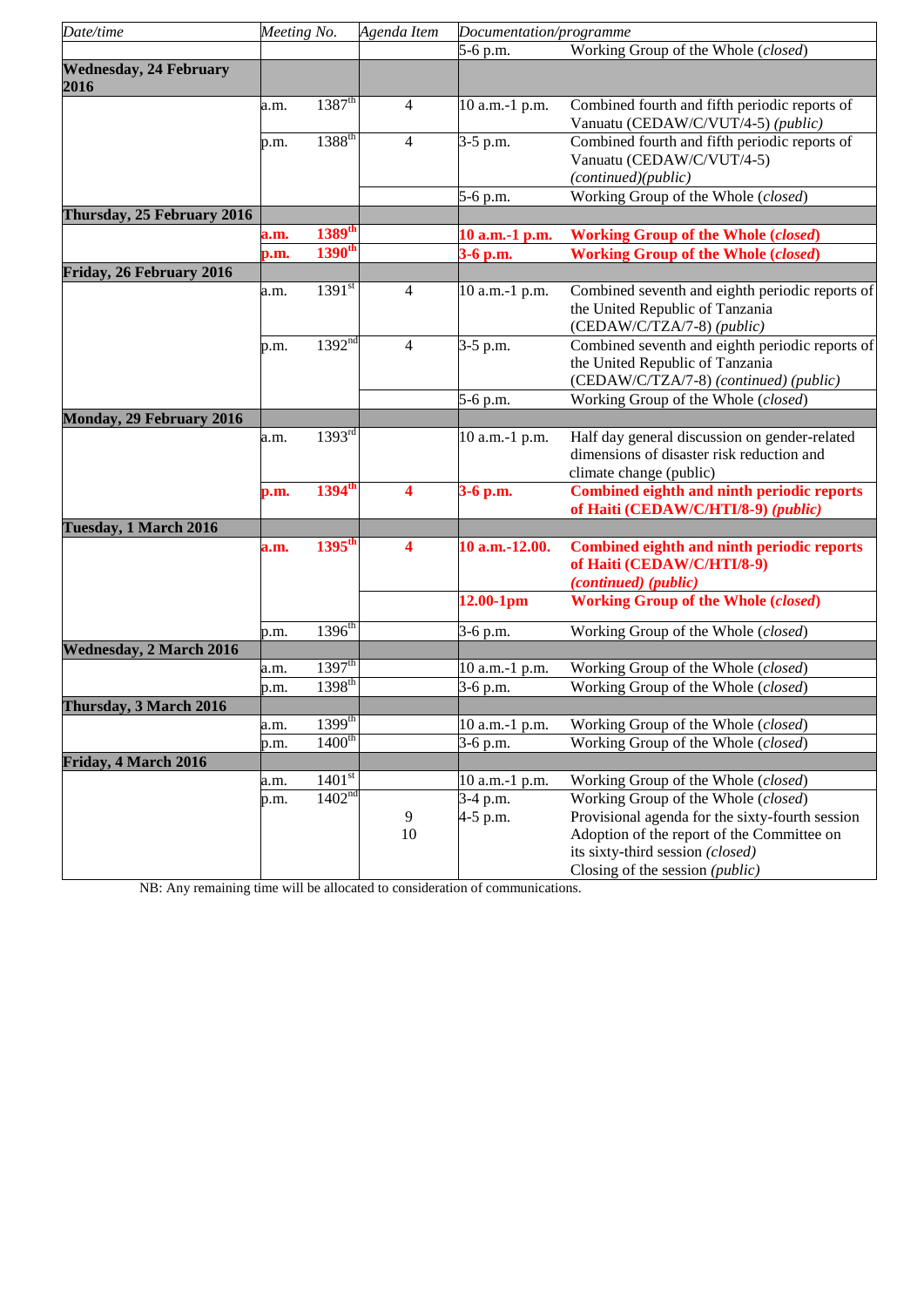| *Date/time* | *Meeting No.* | | *Agenda Item* | *Documentation/programme* | |
|---|---|---|---|---|---|
| | | | | 5-6 p.m. | Working Group of the Whole (*closed*) |
| **Wednesday, 24 February 2016** | | | | | |
| | a.m. | 1387th | 4 | 10 a.m.-1 p.m. | Combined fourth and fifth periodic reports of Vanuatu (CEDAW/C/VUT/4-5) *(public)* |
| | p.m. | 1388th | 4 | 3-5 p.m. | Combined fourth and fifth periodic reports of Vanuatu (CEDAW/C/VUT/4-5) *(continued)(public)* |
| | | | | 5-6 p.m. | Working Group of the Whole (*closed*) |
| **Thursday, 25 February 2016** | | | | | |
| | **a.m.** | **1389th** | | **10 a.m.-1 p.m.** | **Working Group of the Whole (*closed*)** |
| | **p.m.** | **1390th** | | **3-6 p.m.** | **Working Group of the Whole (*closed*)** |
| **Friday, 26 February 2016** | | | | | |
| | a.m. | 1391st | 4 | 10 a.m.-1 p.m. | Combined seventh and eighth periodic reports of the United Republic of Tanzania (CEDAW/C/TZA/7-8) *(public)* |
| | p.m. | 1392nd | 4 | 3-5 p.m. | Combined seventh and eighth periodic reports of the United Republic of Tanzania (CEDAW/C/TZA/7-8) *(continued) (public)* |
| | | | | 5-6 p.m. | Working Group of the Whole (*closed*) |
| **Monday, 29 February 2016** | | | | | |
| | a.m. | 1393rd | | 10 a.m.-1 p.m. | Half day general discussion on gender-related dimensions of disaster risk reduction and climate change (public) |
| | **p.m.** | **1394th** | **4** | **3-6 p.m.** | **Combined eighth and ninth periodic reports of Haiti (CEDAW/C/HTI/8-9) *(public)*** |
| **Tuesday, 1 March 2016** | | | | | |
| | **a.m.** | **1395th** | **4** | **10 a.m.-12.00.** | **Combined eighth and ninth periodic reports of Haiti (CEDAW/C/HTI/8-9) *(continued) (public)*** |
| | | | | **12.00-1pm** | **Working Group of the Whole (*closed*)** |
| | p.m. | 1396th | | 3-6 p.m. | Working Group of the Whole (*closed*) |
| **Wednesday, 2 March 2016** | | | | | |
| | a.m. | 1397th | | 10 a.m.-1 p.m. | Working Group of the Whole (*closed*) |
| | p.m. | 1398th | | 3-6 p.m. | Working Group of the Whole (*closed*) |
| **Thursday, 3 March 2016** | | | | | |
| | a.m. | 1399th | | 10 a.m.-1 p.m. | Working Group of the Whole (*closed*) |
| | p.m. | 1400th | | 3-6 p.m. | Working Group of the Whole (*closed*) |
| **Friday, 4 March 2016** | | | | | |
| | a.m. | 1401st | | 10 a.m.-1 p.m. | Working Group of the Whole (*closed*) |
| | p.m. | 1402nd | | 3-4 p.m. | Working Group of the Whole (*closed*) |
| | | | 9<br>10 | 4-5 p.m. | Provisional agenda for the sixty-fourth session<br>Adoption of the report of the Committee on its sixty-third session *(closed)*<br>Closing of the session *(public)* |

NB: Any remaining time will be allocated to consideration of communications.